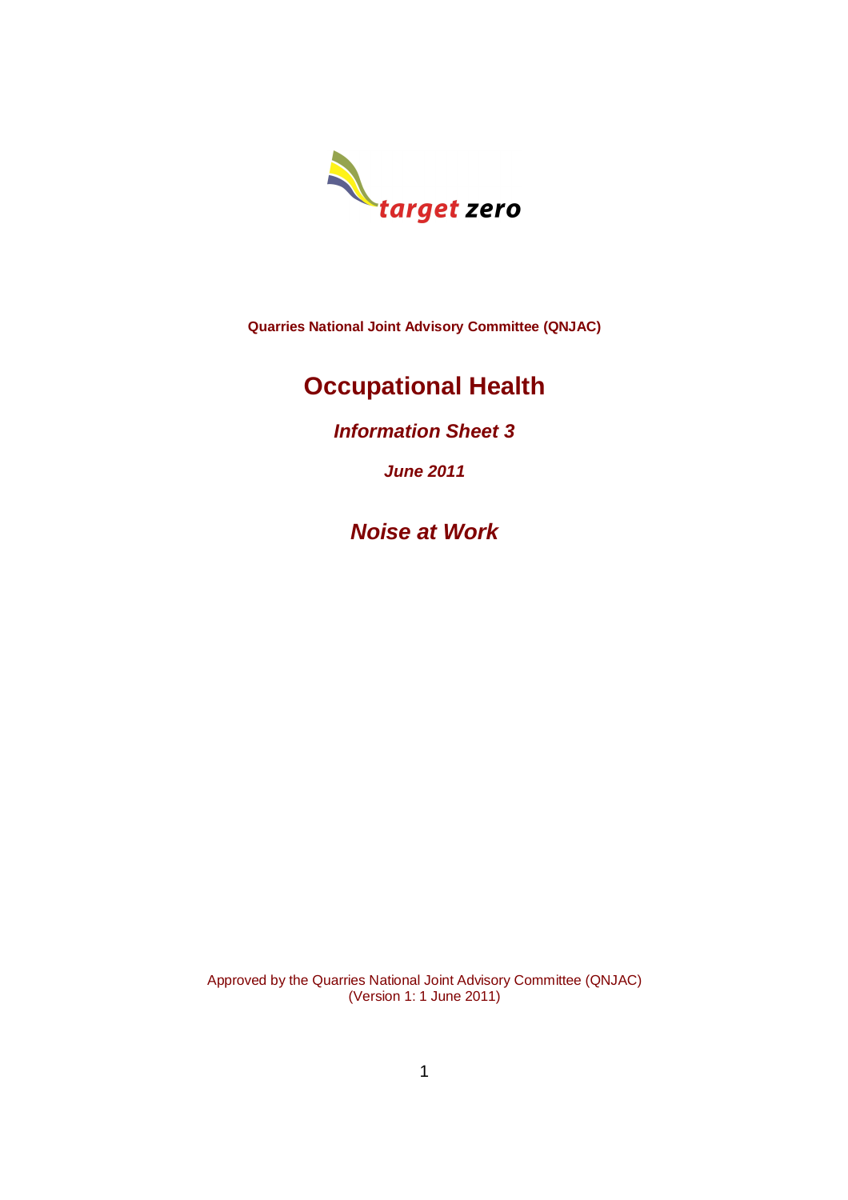target zero

**Quarries National Joint Advisory Committee (QNJAC)**

# Occupational Health

## *Information Sheet 3*

***June 2011***

## *Noise at Work*

Approved by the Quarries National Joint Advisory Committee (QNJAC)
(Version 1: 1 June 2011)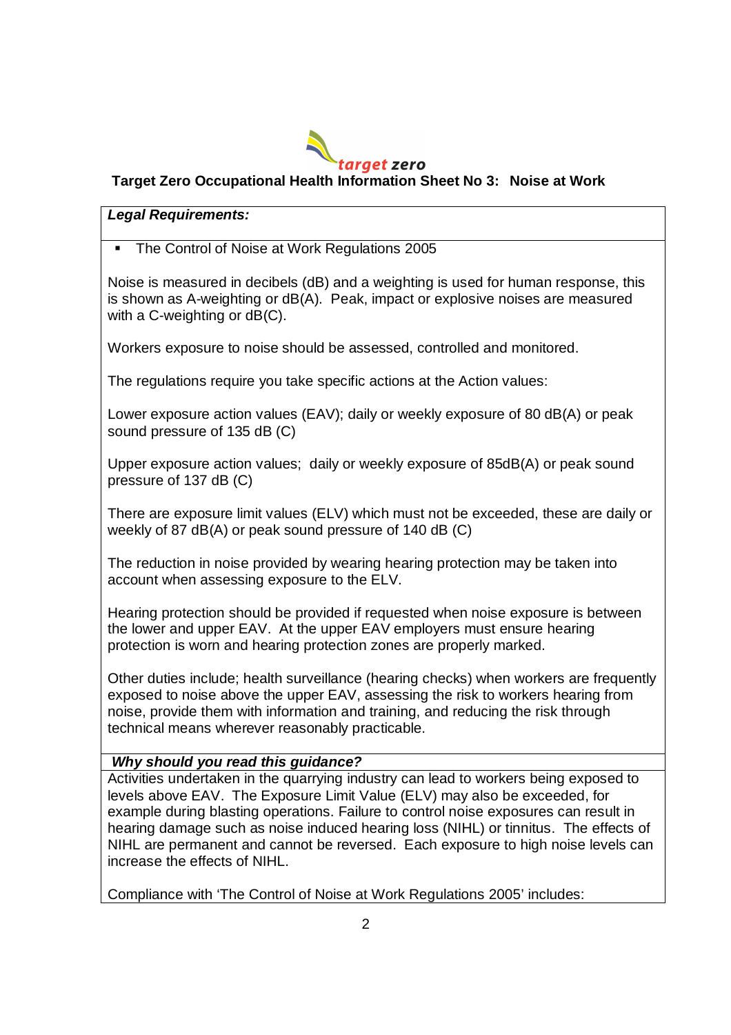target zero

## Target Zero Occupational Health Information Sheet No 3: Noise at Work

***Legal Requirements:***

- The Control of Noise at Work Regulations 2005

Noise is measured in decibels (dB) and a weighting is used for human response, this is shown as A-weighting or dB(A). Peak, impact or explosive noises are measured with a C-weighting or dB(C).

Workers exposure to noise should be assessed, controlled and monitored.

The regulations require you take specific actions at the Action values:

Lower exposure action values (EAV); daily or weekly exposure of 80 dB(A) or peak sound pressure of 135 dB (C)

Upper exposure action values; daily or weekly exposure of 85dB(A) or peak sound pressure of 137 dB (C)

There are exposure limit values (ELV) which must not be exceeded, these are daily or weekly of 87 dB(A) or peak sound pressure of 140 dB (C)

The reduction in noise provided by wearing hearing protection may be taken into account when assessing exposure to the ELV.

Hearing protection should be provided if requested when noise exposure is between the lower and upper EAV. At the upper EAV employers must ensure hearing protection is worn and hearing protection zones are properly marked.

Other duties include; health surveillance (hearing checks) when workers are frequently exposed to noise above the upper EAV, assessing the risk to workers hearing from noise, provide them with information and training, and reducing the risk through technical means wherever reasonably practicable.

***Why should you read this guidance?***

Activities undertaken in the quarrying industry can lead to workers being exposed to levels above EAV. The Exposure Limit Value (ELV) may also be exceeded, for example during blasting operations. Failure to control noise exposures can result in hearing damage such as noise induced hearing loss (NIHL) or tinnitus. The effects of NIHL are permanent and cannot be reversed. Each exposure to high noise levels can increase the effects of NIHL.

Compliance with 'The Control of Noise at Work Regulations 2005' includes: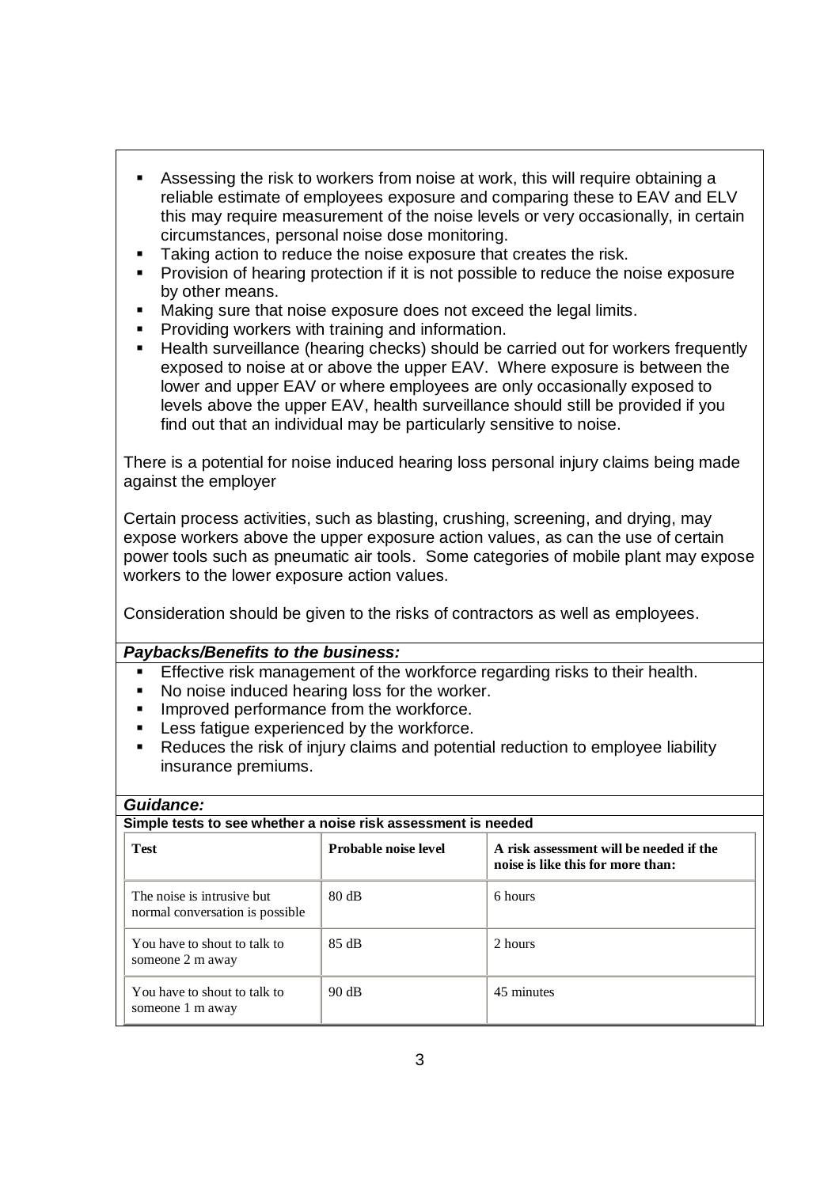- Assessing the risk to workers from noise at work, this will require obtaining a reliable estimate of employees exposure and comparing these to EAV and ELV this may require measurement of the noise levels or very occasionally, in certain circumstances, personal noise dose monitoring.
- Taking action to reduce the noise exposure that creates the risk.
- Provision of hearing protection if it is not possible to reduce the noise exposure by other means.
- Making sure that noise exposure does not exceed the legal limits.
- Providing workers with training and information.
- Health surveillance (hearing checks) should be carried out for workers frequently exposed to noise at or above the upper EAV. Where exposure is between the lower and upper EAV or where employees are only occasionally exposed to levels above the upper EAV, health surveillance should still be provided if you find out that an individual may be particularly sensitive to noise.

There is a potential for noise induced hearing loss personal injury claims being made against the employer

Certain process activities, such as blasting, crushing, screening, and drying, may expose workers above the upper exposure action values, as can the use of certain power tools such as pneumatic air tools. Some categories of mobile plant may expose workers to the lower exposure action values.

Consideration should be given to the risks of contractors as well as employees.

***Paybacks/Benefits to the business:***

- Effective risk management of the workforce regarding risks to their health.
- No noise induced hearing loss for the worker.
- Improved performance from the workforce.
- Less fatigue experienced by the workforce.
- Reduces the risk of injury claims and potential reduction to employee liability insurance premiums.

***Guidance:***

**Simple tests to see whether a noise risk assessment is needed**

| Test | Probable noise level | A risk assessment will be needed if the noise is like this for more than: |
| --- | --- | --- |
| The noise is intrusive but normal conversation is possible | 80 dB | 6 hours |
| You have to shout to talk to someone 2 m away | 85 dB | 2 hours |
| You have to shout to talk to someone 1 m away | 90 dB | 45 minutes |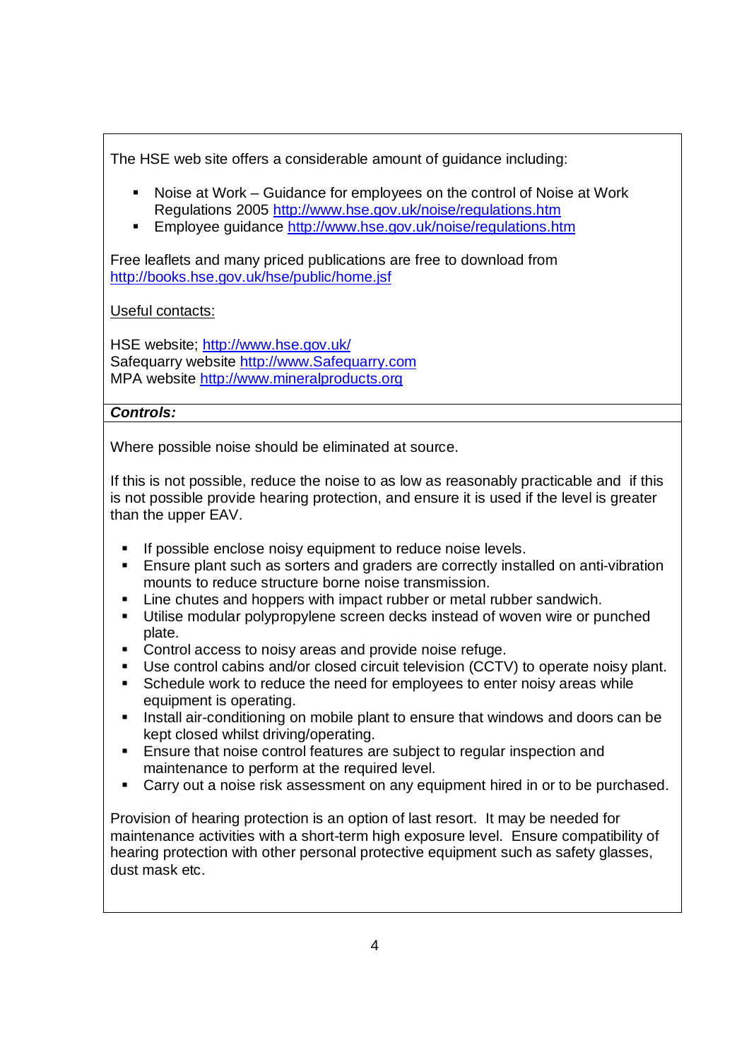The HSE web site offers a considerable amount of guidance including:

- Noise at Work – Guidance for employees on the control of Noise at Work Regulations 2005 http://www.hse.gov.uk/noise/regulations.htm
- Employee guidance http://www.hse.gov.uk/noise/regulations.htm

Free leaflets and many priced publications are free to download from http://books.hse.gov.uk/hse/public/home.jsf

Useful contacts:

HSE website; http://www.hse.gov.uk/
Safequarry website http://www.Safequarry.com
MPA website http://www.mineralproducts.org

***Controls:***

Where possible noise should be eliminated at source.

If this is not possible, reduce the noise to as low as reasonably practicable and if this is not possible provide hearing protection, and ensure it is used if the level is greater than the upper EAV.

- If possible enclose noisy equipment to reduce noise levels.
- Ensure plant such as sorters and graders are correctly installed on anti-vibration mounts to reduce structure borne noise transmission.
- Line chutes and hoppers with impact rubber or metal rubber sandwich.
- Utilise modular polypropylene screen decks instead of woven wire or punched plate.
- Control access to noisy areas and provide noise refuge.
- Use control cabins and/or closed circuit television (CCTV) to operate noisy plant.
- Schedule work to reduce the need for employees to enter noisy areas while equipment is operating.
- Install air-conditioning on mobile plant to ensure that windows and doors can be kept closed whilst driving/operating.
- Ensure that noise control features are subject to regular inspection and maintenance to perform at the required level.
- Carry out a noise risk assessment on any equipment hired in or to be purchased.

Provision of hearing protection is an option of last resort. It may be needed for maintenance activities with a short-term high exposure level. Ensure compatibility of hearing protection with other personal protective equipment such as safety glasses, dust mask etc.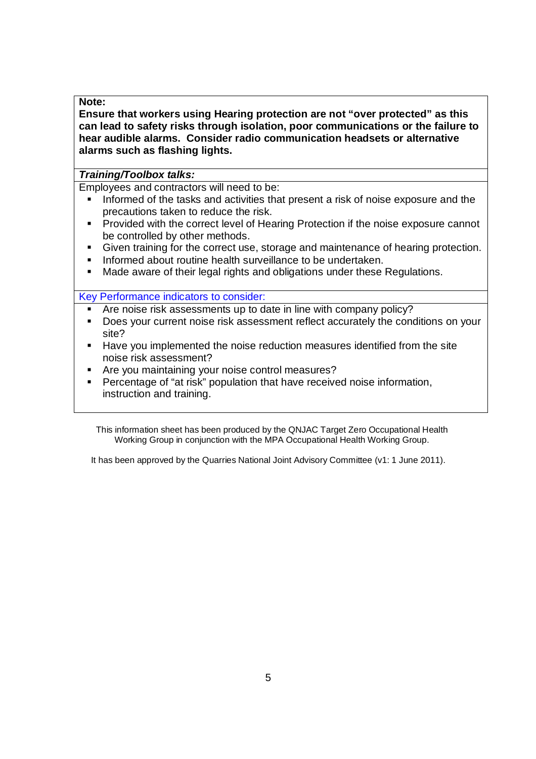**Note:**
**Ensure that workers using Hearing protection are not "over protected" as this can lead to safety risks through isolation, poor communications or the failure to hear audible alarms. Consider radio communication headsets or alternative alarms such as flashing lights.**

***Training/Toolbox talks:***

Employees and contractors will need to be:

- Informed of the tasks and activities that present a risk of noise exposure and the precautions taken to reduce the risk.
- Provided with the correct level of Hearing Protection if the noise exposure cannot be controlled by other methods.
- Given training for the correct use, storage and maintenance of hearing protection.
- Informed about routine health surveillance to be undertaken.
- Made aware of their legal rights and obligations under these Regulations.

Key Performance indicators to consider:

- Are noise risk assessments up to date in line with company policy?
- Does your current noise risk assessment reflect accurately the conditions on your site?
- Have you implemented the noise reduction measures identified from the site noise risk assessment?
- Are you maintaining your noise control measures?
- Percentage of "at risk" population that have received noise information, instruction and training.

This information sheet has been produced by the QNJAC Target Zero Occupational Health Working Group in conjunction with the MPA Occupational Health Working Group.

It has been approved by the Quarries National Joint Advisory Committee (v1: 1 June 2011).